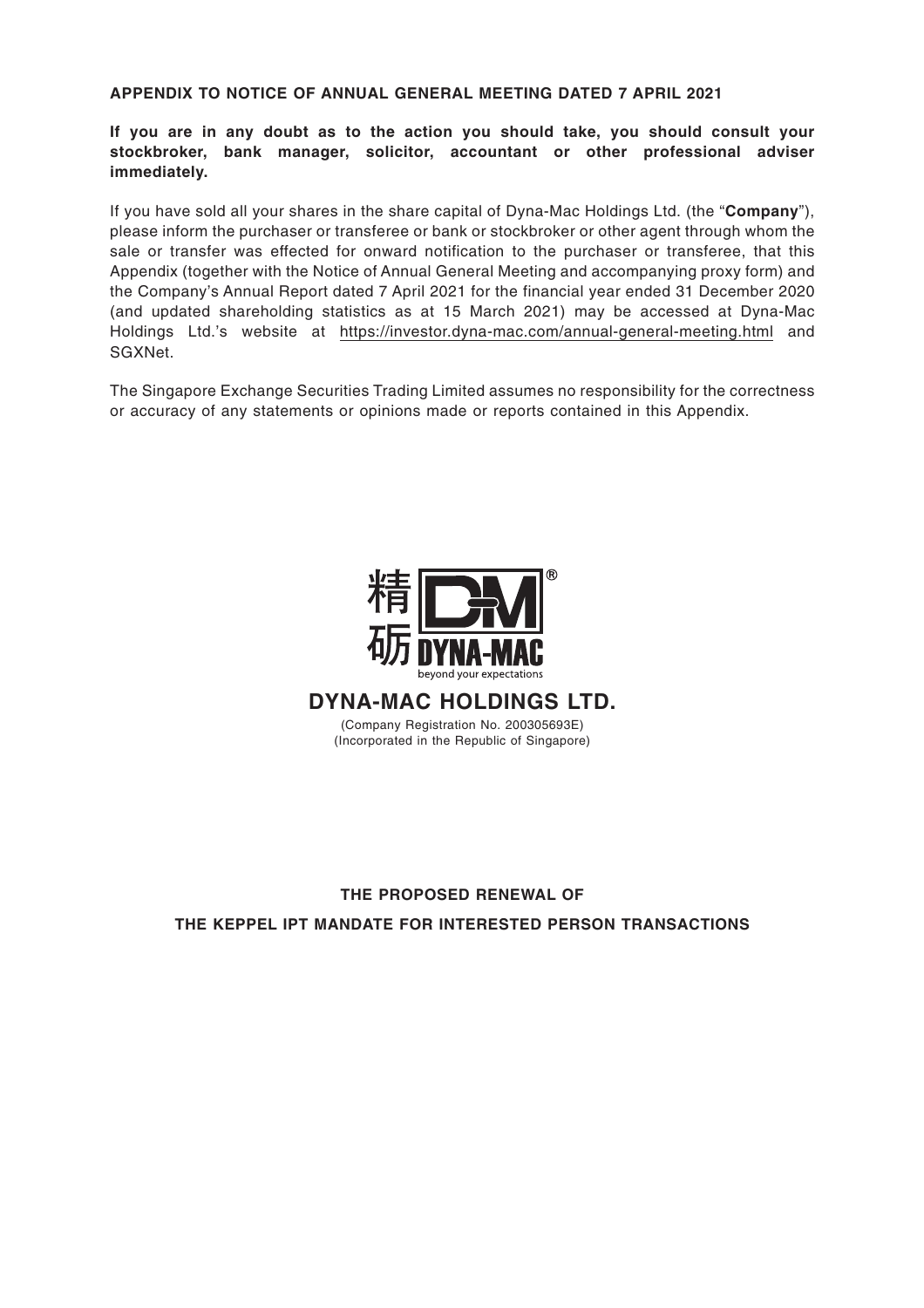**APPENDIX TO NOTICE OF ANNUAL GENERAL MEETING DATED 7 APRIL 2021**

**If you are in any doubt as to the action you should take, you should consult your stockbroker, bank manager, solicitor, accountant or other professional adviser immediately.**

If you have sold all your shares in the share capital of Dyna-Mac Holdings Ltd. (the "**Company**"), please inform the purchaser or transferee or bank or stockbroker or other agent through whom the sale or transfer was effected for onward notification to the purchaser or transferee, that this Appendix (together with the Notice of Annual General Meeting and accompanying proxy form) and the Company's Annual Report dated 7 April 2021 for the financial year ended 31 December 2020 (and updated shareholding statistics as at 15 March 2021) may be accessed at Dyna-Mac Holdings Ltd.'s website at https://investor.dyna-mac.com/annual-general-meeting.html and SGXNet.

The Singapore Exchange Securities Trading Limited assumes no responsibility for the correctness or accuracy of any statements or opinions made or reports contained in this Appendix.

精砺 DYNA-MAC®

beyond your expectations

## DYNA-MAC HOLDINGS LTD.

(Company Registration No. 200305693E)
(Incorporated in the Republic of Singapore)

**THE PROPOSED RENEWAL OF**

**THE KEPPEL IPT MANDATE FOR INTERESTED PERSON TRANSACTIONS**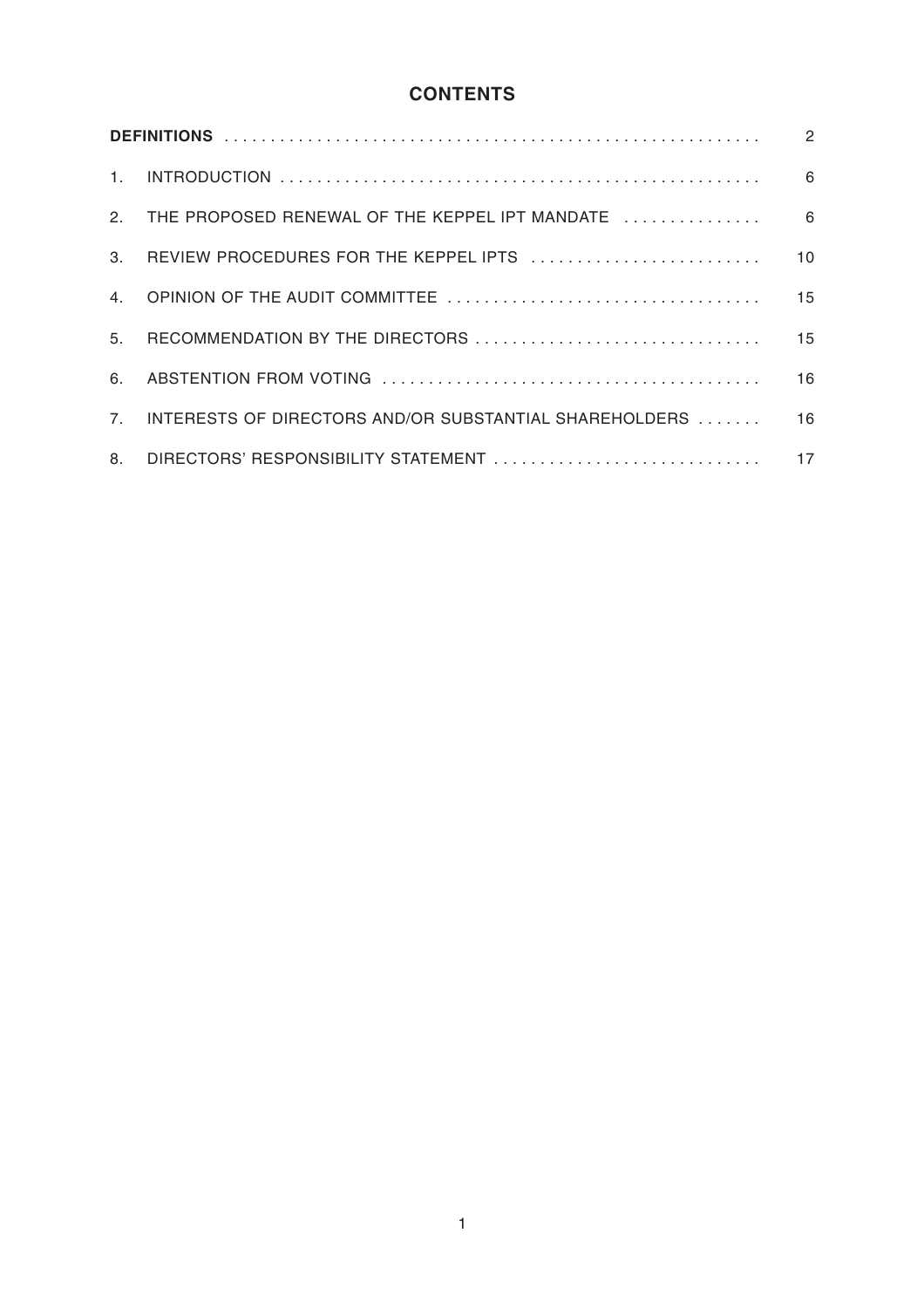# CONTENTS

| | | |
|---|---|---|
| **DEFINITIONS** | | 2 |
| 1. | INTRODUCTION | 6 |
| 2. | THE PROPOSED RENEWAL OF THE KEPPEL IPT MANDATE | 6 |
| 3. | REVIEW PROCEDURES FOR THE KEPPEL IPTS | 10 |
| 4. | OPINION OF THE AUDIT COMMITTEE | 15 |
| 5. | RECOMMENDATION BY THE DIRECTORS | 15 |
| 6. | ABSTENTION FROM VOTING | 16 |
| 7. | INTERESTS OF DIRECTORS AND/OR SUBSTANTIAL SHAREHOLDERS | 16 |
| 8. | DIRECTORS' RESPONSIBILITY STATEMENT | 17 |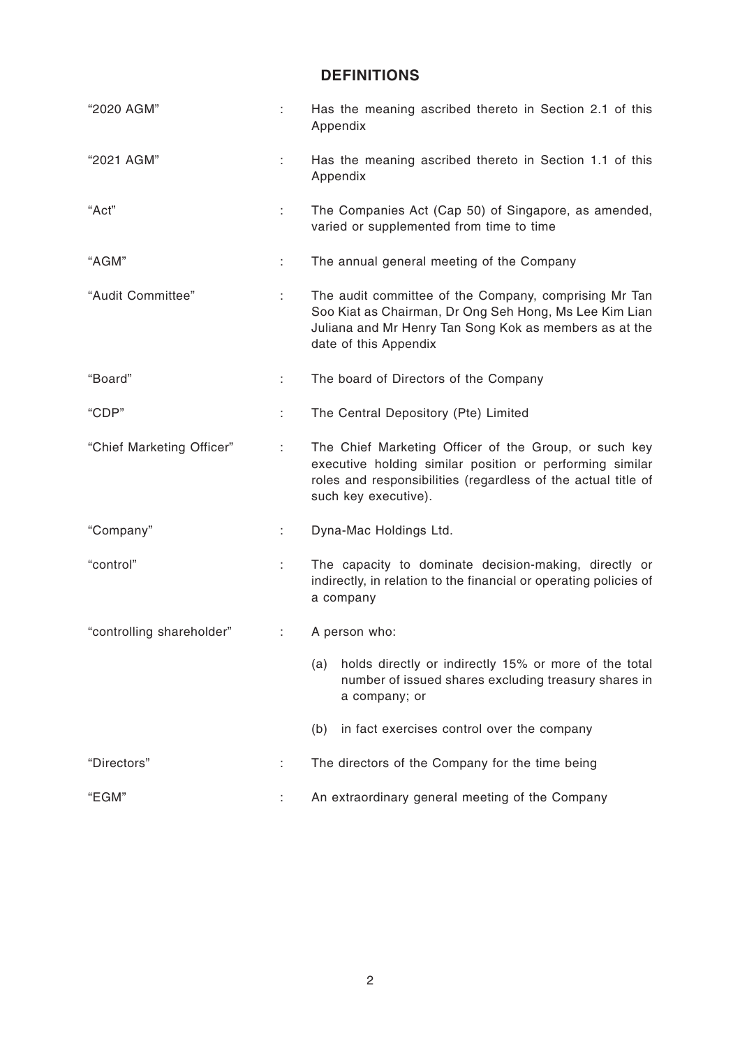## DEFINITIONS

| | | |
|---|---|---|
| "2020 AGM" | : | Has the meaning ascribed thereto in Section 2.1 of this Appendix |
| "2021 AGM" | : | Has the meaning ascribed thereto in Section 1.1 of this Appendix |
| "Act" | : | The Companies Act (Cap 50) of Singapore, as amended, varied or supplemented from time to time |
| "AGM" | : | The annual general meeting of the Company |
| "Audit Committee" | : | The audit committee of the Company, comprising Mr Tan Soo Kiat as Chairman, Dr Ong Seh Hong, Ms Lee Kim Lian Juliana and Mr Henry Tan Song Kok as members as at the date of this Appendix |
| "Board" | : | The board of Directors of the Company |
| "CDP" | : | The Central Depository (Pte) Limited |
| "Chief Marketing Officer" | : | The Chief Marketing Officer of the Group, or such key executive holding similar position or performing similar roles and responsibilities (regardless of the actual title of such key executive). |
| "Company" | : | Dyna-Mac Holdings Ltd. |
| "control" | : | The capacity to dominate decision-making, directly or indirectly, in relation to the financial or operating policies of a company |
| "controlling shareholder" | : | A person who: (a) holds directly or indirectly 15% or more of the total number of issued shares excluding treasury shares in a company; or (b) in fact exercises control over the company |
| "Directors" | : | The directors of the Company for the time being |
| "EGM" | : | An extraordinary general meeting of the Company |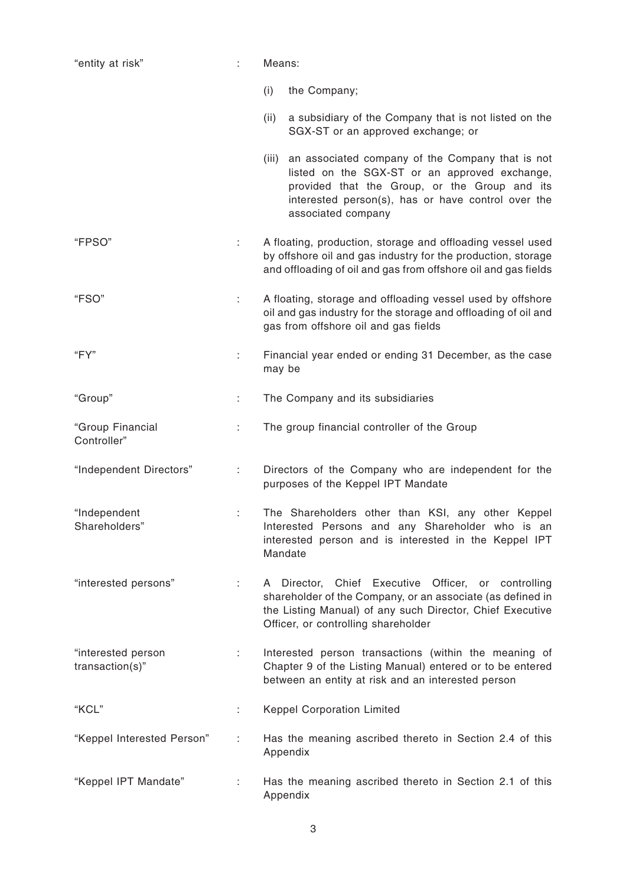| | | |
|---|---|---|
| "entity at risk" | : | Means:<br><br>(i) the Company;<br><br>(ii) a subsidiary of the Company that is not listed on the SGX-ST or an approved exchange; or<br><br>(iii) an associated company of the Company that is not listed on the SGX-ST or an approved exchange, provided that the Group, or the Group and its interested person(s), has or have control over the associated company |
| "FPSO" | : | A floating, production, storage and offloading vessel used by offshore oil and gas industry for the production, storage and offloading of oil and gas from offshore oil and gas fields |
| "FSO" | : | A floating, storage and offloading vessel used by offshore oil and gas industry for the storage and offloading of oil and gas from offshore oil and gas fields |
| "FY" | : | Financial year ended or ending 31 December, as the case may be |
| "Group" | : | The Company and its subsidiaries |
| "Group Financial Controller" | : | The group financial controller of the Group |
| "Independent Directors" | : | Directors of the Company who are independent for the purposes of the Keppel IPT Mandate |
| "Independent Shareholders" | : | The Shareholders other than KSI, any other Keppel Interested Persons and any Shareholder who is an interested person and is interested in the Keppel IPT Mandate |
| "interested persons" | : | A Director, Chief Executive Officer, or controlling shareholder of the Company, or an associate (as defined in the Listing Manual) of any such Director, Chief Executive Officer, or controlling shareholder |
| "interested person transaction(s)" | : | Interested person transactions (within the meaning of Chapter 9 of the Listing Manual) entered or to be entered between an entity at risk and an interested person |
| "KCL" | : | Keppel Corporation Limited |
| "Keppel Interested Person" | : | Has the meaning ascribed thereto in Section 2.4 of this Appendix |
| "Keppel IPT Mandate" | : | Has the meaning ascribed thereto in Section 2.1 of this Appendix |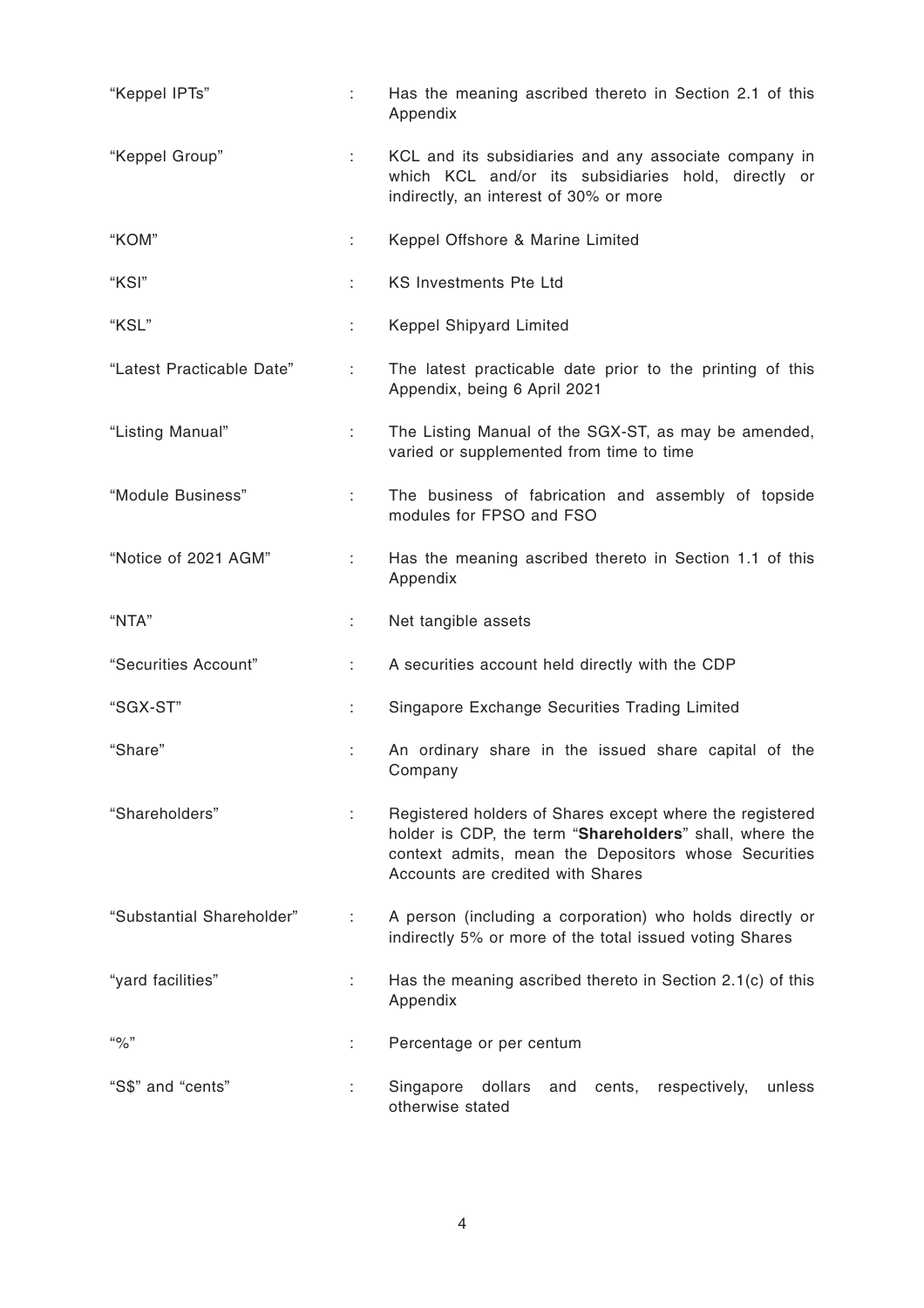| | | |
|---|---|---|
| "Keppel IPTs" | : | Has the meaning ascribed thereto in Section 2.1 of this Appendix |
| "Keppel Group" | : | KCL and its subsidiaries and any associate company in which KCL and/or its subsidiaries hold, directly or indirectly, an interest of 30% or more |
| "KOM" | : | Keppel Offshore & Marine Limited |
| "KSI" | : | KS Investments Pte Ltd |
| "KSL" | : | Keppel Shipyard Limited |
| "Latest Practicable Date" | : | The latest practicable date prior to the printing of this Appendix, being 6 April 2021 |
| "Listing Manual" | : | The Listing Manual of the SGX-ST, as may be amended, varied or supplemented from time to time |
| "Module Business" | : | The business of fabrication and assembly of topside modules for FPSO and FSO |
| "Notice of 2021 AGM" | : | Has the meaning ascribed thereto in Section 1.1 of this Appendix |
| "NTA" | : | Net tangible assets |
| "Securities Account" | : | A securities account held directly with the CDP |
| "SGX-ST" | : | Singapore Exchange Securities Trading Limited |
| "Share" | : | An ordinary share in the issued share capital of the Company |
| "Shareholders" | : | Registered holders of Shares except where the registered holder is CDP, the term "**Shareholders**" shall, where the context admits, mean the Depositors whose Securities Accounts are credited with Shares |
| "Substantial Shareholder" | : | A person (including a corporation) who holds directly or indirectly 5% or more of the total issued voting Shares |
| "yard facilities" | : | Has the meaning ascribed thereto in Section 2.1(c) of this Appendix |
| "%" | : | Percentage or per centum |
| "S$" and "cents" | : | Singapore dollars and cents, respectively, unless otherwise stated |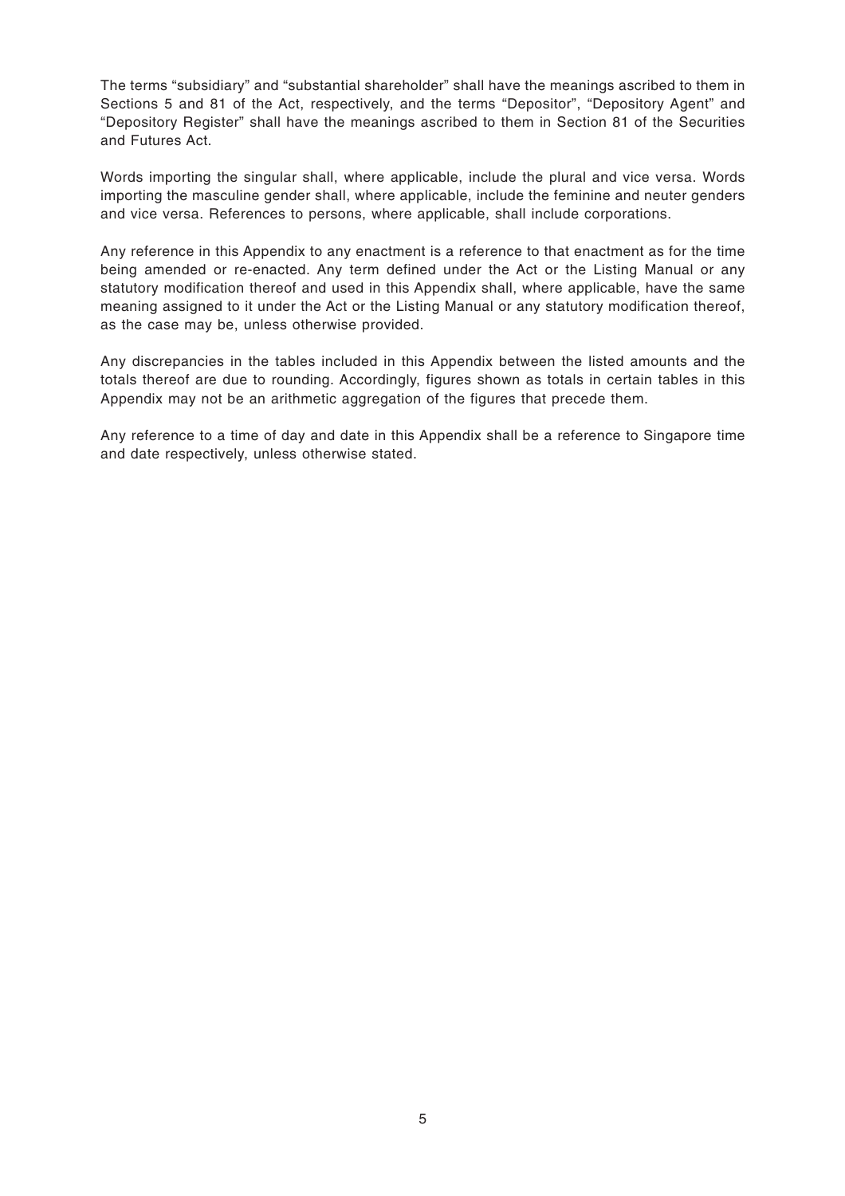The terms "subsidiary" and "substantial shareholder" shall have the meanings ascribed to them in Sections 5 and 81 of the Act, respectively, and the terms "Depositor", "Depository Agent" and "Depository Register" shall have the meanings ascribed to them in Section 81 of the Securities and Futures Act.

Words importing the singular shall, where applicable, include the plural and vice versa. Words importing the masculine gender shall, where applicable, include the feminine and neuter genders and vice versa. References to persons, where applicable, shall include corporations.

Any reference in this Appendix to any enactment is a reference to that enactment as for the time being amended or re-enacted. Any term defined under the Act or the Listing Manual or any statutory modification thereof and used in this Appendix shall, where applicable, have the same meaning assigned to it under the Act or the Listing Manual or any statutory modification thereof, as the case may be, unless otherwise provided.

Any discrepancies in the tables included in this Appendix between the listed amounts and the totals thereof are due to rounding. Accordingly, figures shown as totals in certain tables in this Appendix may not be an arithmetic aggregation of the figures that precede them.

Any reference to a time of day and date in this Appendix shall be a reference to Singapore time and date respectively, unless otherwise stated.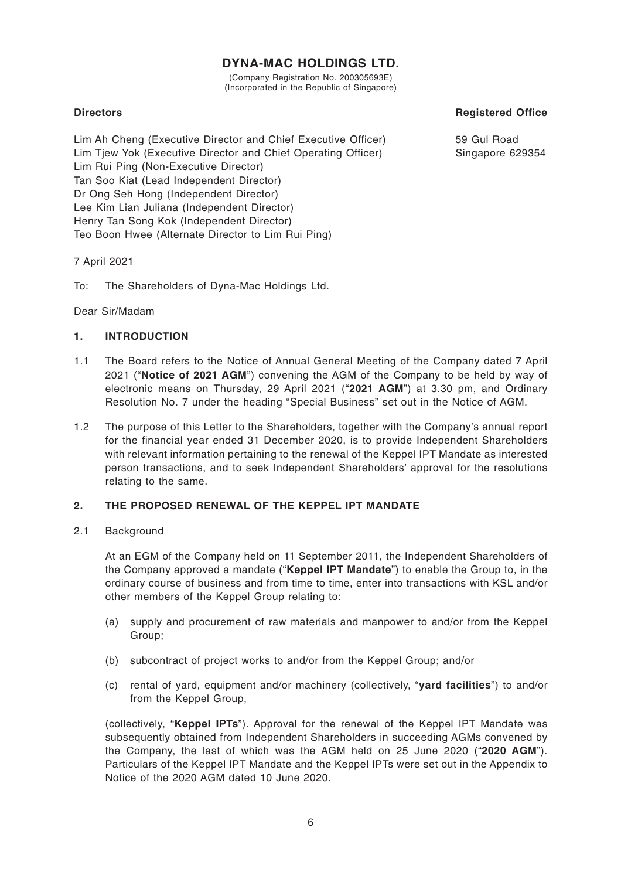# DYNA-MAC HOLDINGS LTD.

(Company Registration No. 200305693E)
(Incorporated in the Republic of Singapore)

**Directors**

Lim Ah Cheng (Executive Director and Chief Executive Officer)
Lim Tjew Yok (Executive Director and Chief Operating Officer)
Lim Rui Ping (Non-Executive Director)
Tan Soo Kiat (Lead Independent Director)
Dr Ong Seh Hong (Independent Director)
Lee Kim Lian Juliana (Independent Director)
Henry Tan Song Kok (Independent Director)
Teo Boon Hwee (Alternate Director to Lim Rui Ping)

**Registered Office**

59 Gul Road
Singapore 629354

7 April 2021

To: The Shareholders of Dyna-Mac Holdings Ltd.

Dear Sir/Madam

## 1. INTRODUCTION

1.1 The Board refers to the Notice of Annual General Meeting of the Company dated 7 April 2021 ("**Notice of 2021 AGM**") convening the AGM of the Company to be held by way of electronic means on Thursday, 29 April 2021 ("**2021 AGM**") at 3.30 pm, and Ordinary Resolution No. 7 under the heading "Special Business" set out in the Notice of AGM.

1.2 The purpose of this Letter to the Shareholders, together with the Company's annual report for the financial year ended 31 December 2020, is to provide Independent Shareholders with relevant information pertaining to the renewal of the Keppel IPT Mandate as interested person transactions, and to seek Independent Shareholders' approval for the resolutions relating to the same.

## 2. THE PROPOSED RENEWAL OF THE KEPPEL IPT MANDATE

2.1 Background

At an EGM of the Company held on 11 September 2011, the Independent Shareholders of the Company approved a mandate ("**Keppel IPT Mandate**") to enable the Group to, in the ordinary course of business and from time to time, enter into transactions with KSL and/or other members of the Keppel Group relating to:

(a) supply and procurement of raw materials and manpower to and/or from the Keppel Group;

(b) subcontract of project works to and/or from the Keppel Group; and/or

(c) rental of yard, equipment and/or machinery (collectively, "**yard facilities**") to and/or from the Keppel Group,

(collectively, "**Keppel IPTs**"). Approval for the renewal of the Keppel IPT Mandate was subsequently obtained from Independent Shareholders in succeeding AGMs convened by the Company, the last of which was the AGM held on 25 June 2020 ("**2020 AGM**"). Particulars of the Keppel IPT Mandate and the Keppel IPTs were set out in the Appendix to Notice of the 2020 AGM dated 10 June 2020.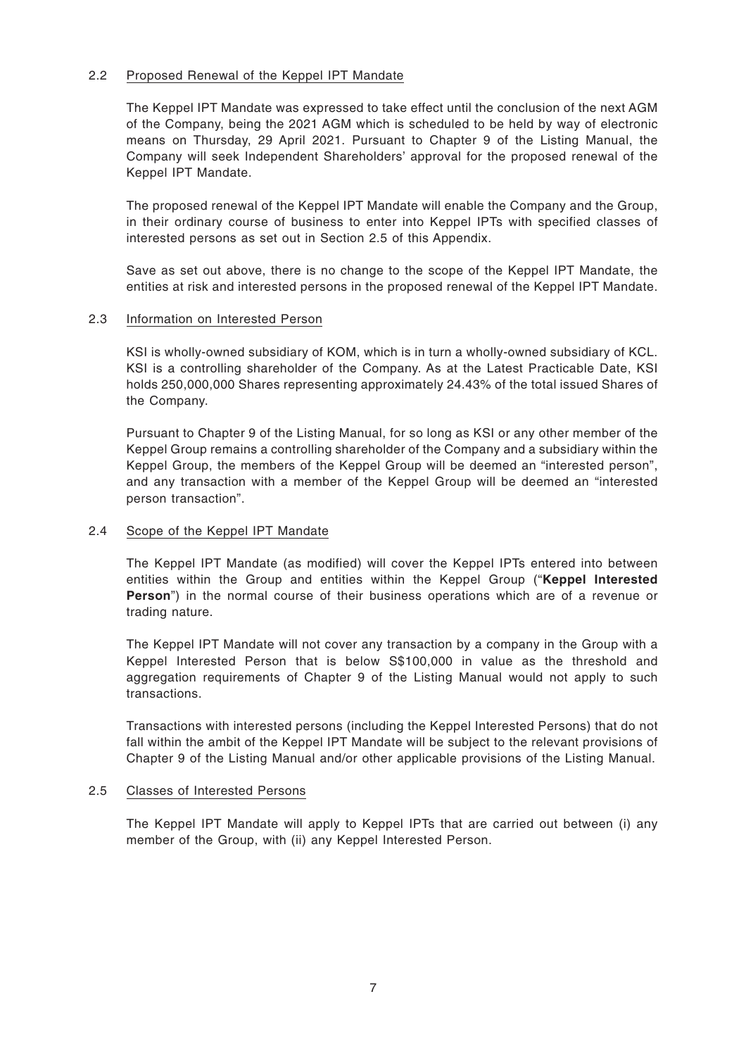### 2.2 Proposed Renewal of the Keppel IPT Mandate

The Keppel IPT Mandate was expressed to take effect until the conclusion of the next AGM of the Company, being the 2021 AGM which is scheduled to be held by way of electronic means on Thursday, 29 April 2021. Pursuant to Chapter 9 of the Listing Manual, the Company will seek Independent Shareholders' approval for the proposed renewal of the Keppel IPT Mandate.

The proposed renewal of the Keppel IPT Mandate will enable the Company and the Group, in their ordinary course of business to enter into Keppel IPTs with specified classes of interested persons as set out in Section 2.5 of this Appendix.

Save as set out above, there is no change to the scope of the Keppel IPT Mandate, the entities at risk and interested persons in the proposed renewal of the Keppel IPT Mandate.

### 2.3 Information on Interested Person

KSI is wholly-owned subsidiary of KOM, which is in turn a wholly-owned subsidiary of KCL. KSI is a controlling shareholder of the Company. As at the Latest Practicable Date, KSI holds 250,000,000 Shares representing approximately 24.43% of the total issued Shares of the Company.

Pursuant to Chapter 9 of the Listing Manual, for so long as KSI or any other member of the Keppel Group remains a controlling shareholder of the Company and a subsidiary within the Keppel Group, the members of the Keppel Group will be deemed an "interested person", and any transaction with a member of the Keppel Group will be deemed an "interested person transaction".

### 2.4 Scope of the Keppel IPT Mandate

The Keppel IPT Mandate (as modified) will cover the Keppel IPTs entered into between entities within the Group and entities within the Keppel Group ("**Keppel Interested Person**") in the normal course of their business operations which are of a revenue or trading nature.

The Keppel IPT Mandate will not cover any transaction by a company in the Group with a Keppel Interested Person that is below S$100,000 in value as the threshold and aggregation requirements of Chapter 9 of the Listing Manual would not apply to such transactions.

Transactions with interested persons (including the Keppel Interested Persons) that do not fall within the ambit of the Keppel IPT Mandate will be subject to the relevant provisions of Chapter 9 of the Listing Manual and/or other applicable provisions of the Listing Manual.

### 2.5 Classes of Interested Persons

The Keppel IPT Mandate will apply to Keppel IPTs that are carried out between (i) any member of the Group, with (ii) any Keppel Interested Person.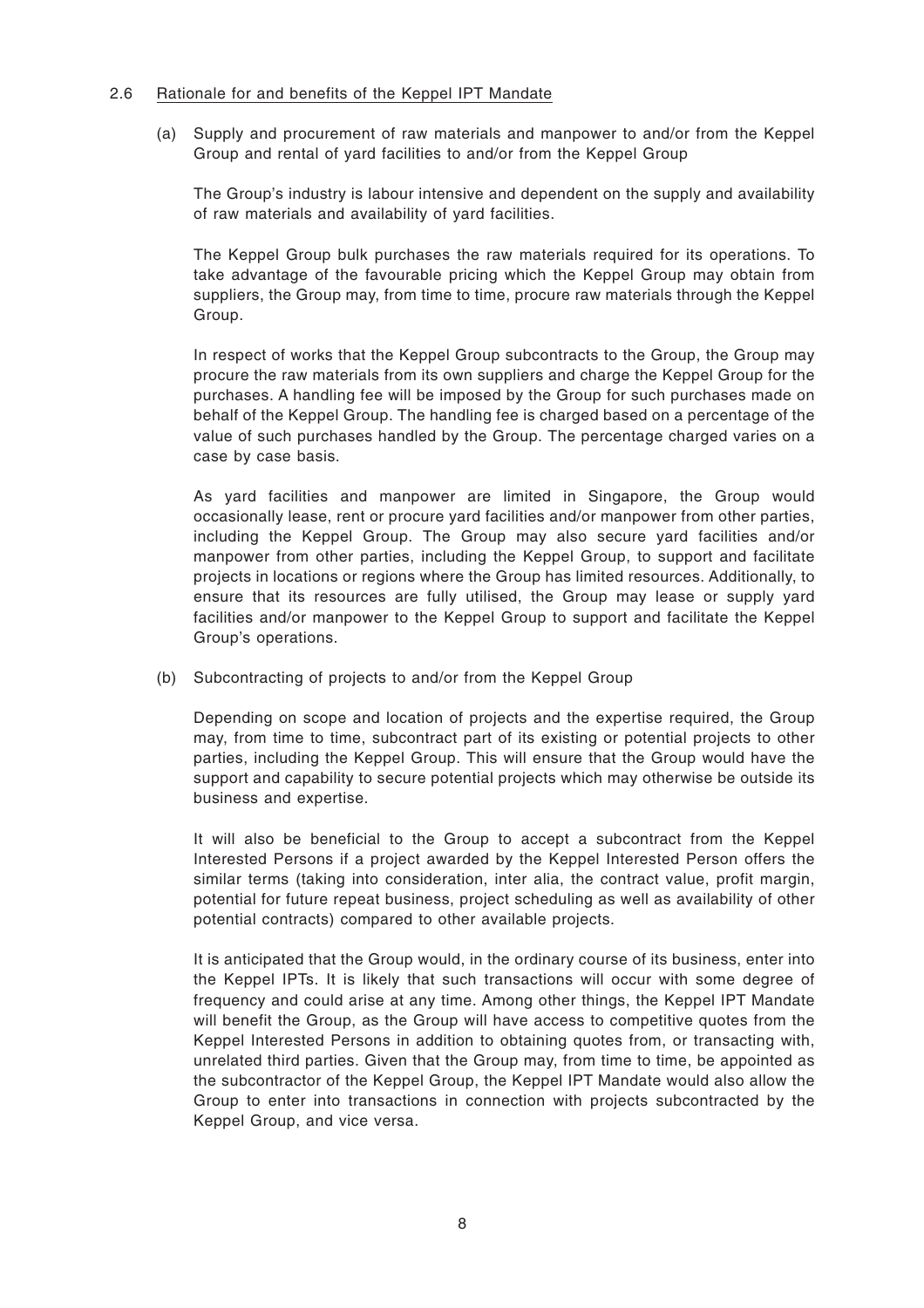### 2.6 Rationale for and benefits of the Keppel IPT Mandate

(a) Supply and procurement of raw materials and manpower to and/or from the Keppel Group and rental of yard facilities to and/or from the Keppel Group

The Group's industry is labour intensive and dependent on the supply and availability of raw materials and availability of yard facilities.

The Keppel Group bulk purchases the raw materials required for its operations. To take advantage of the favourable pricing which the Keppel Group may obtain from suppliers, the Group may, from time to time, procure raw materials through the Keppel Group.

In respect of works that the Keppel Group subcontracts to the Group, the Group may procure the raw materials from its own suppliers and charge the Keppel Group for the purchases. A handling fee will be imposed by the Group for such purchases made on behalf of the Keppel Group. The handling fee is charged based on a percentage of the value of such purchases handled by the Group. The percentage charged varies on a case by case basis.

As yard facilities and manpower are limited in Singapore, the Group would occasionally lease, rent or procure yard facilities and/or manpower from other parties, including the Keppel Group. The Group may also secure yard facilities and/or manpower from other parties, including the Keppel Group, to support and facilitate projects in locations or regions where the Group has limited resources. Additionally, to ensure that its resources are fully utilised, the Group may lease or supply yard facilities and/or manpower to the Keppel Group to support and facilitate the Keppel Group's operations.

(b) Subcontracting of projects to and/or from the Keppel Group

Depending on scope and location of projects and the expertise required, the Group may, from time to time, subcontract part of its existing and/or potential projects to other parties, including the Keppel Group. This will ensure that the Group would have the support and capability to secure potential projects which may otherwise be outside its business and expertise.

It will also be beneficial to the Group to accept a subcontract from the Keppel Interested Persons if a project awarded by the Keppel Interested Person offers the similar terms (taking into consideration, inter alia, the contract value, profit margin, potential for future repeat business, project scheduling as well as availability of other potential contracts) compared to other available projects.

It is anticipated that the Group would, in the ordinary course of its business, enter into the Keppel IPTs. It is likely that such transactions will occur with some degree of frequency and could arise at any time. Among other things, the Keppel IPT Mandate will benefit the Group, as the Group will have access to competitive quotes from the Keppel Interested Persons in addition to obtaining quotes from, or transacting with, unrelated third parties. Given that the Group may, from time to time, be appointed as the subcontractor of the Keppel Group, the Keppel IPT Mandate would also allow the Group to enter into transactions in connection with projects subcontracted by the Keppel Group, and vice versa.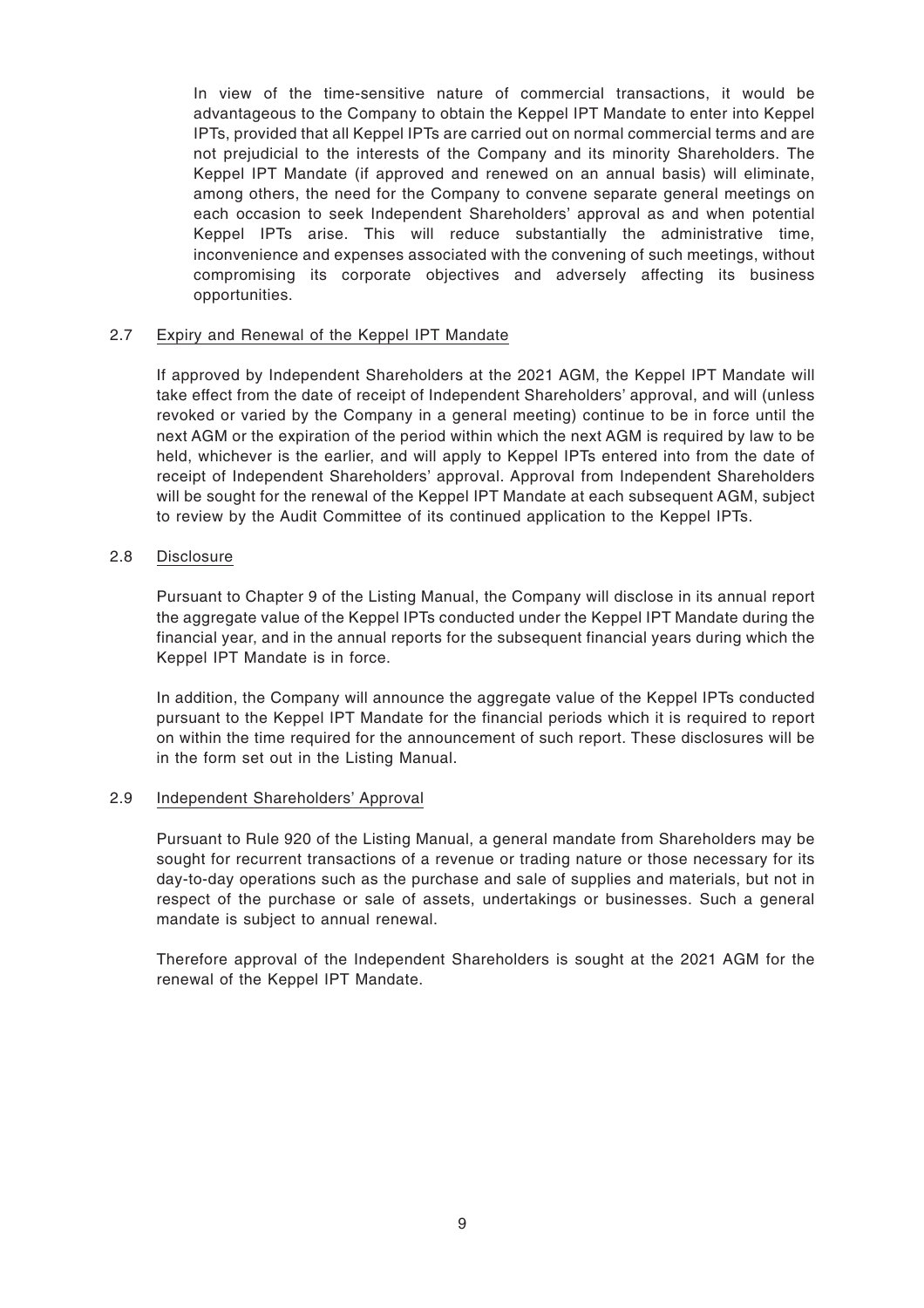In view of the time-sensitive nature of commercial transactions, it would be advantageous to the Company to obtain the Keppel IPT Mandate to enter into Keppel IPTs, provided that all Keppel IPTs are carried out on normal commercial terms and are not prejudicial to the interests of the Company and its minority Shareholders. The Keppel IPT Mandate (if approved and renewed on an annual basis) will eliminate, among others, the need for the Company to convene separate general meetings on each occasion to seek Independent Shareholders' approval as and when potential Keppel IPTs arise. This will reduce substantially the administrative time, inconvenience and expenses associated with the convening of such meetings, without compromising its corporate objectives and adversely affecting its business opportunities.

### 2.7 Expiry and Renewal of the Keppel IPT Mandate

If approved by Independent Shareholders at the 2021 AGM, the Keppel IPT Mandate will take effect from the date of receipt of Independent Shareholders' approval, and will (unless revoked or varied by the Company in a general meeting) continue to be in force until the next AGM or the expiration of the period within which the next AGM is required by law to be held, whichever is the earlier, and will apply to Keppel IPTs entered into from the date of receipt of Independent Shareholders' approval. Approval from Independent Shareholders will be sought for the renewal of the Keppel IPT Mandate at each subsequent AGM, subject to review by the Audit Committee of its continued application to the Keppel IPTs.

### 2.8 Disclosure

Pursuant to Chapter 9 of the Listing Manual, the Company will disclose in its annual report the aggregate value of the Keppel IPTs conducted under the Keppel IPT Mandate during the financial year, and in the annual reports for the subsequent financial years during which the Keppel IPT Mandate is in force.

In addition, the Company will announce the aggregate value of the Keppel IPTs conducted pursuant to the Keppel IPT Mandate for the financial periods which it is required to report on within the time required for the announcement of such report. These disclosures will be in the form set out in the Listing Manual.

### 2.9 Independent Shareholders' Approval

Pursuant to Rule 920 of the Listing Manual, a general mandate from Shareholders may be sought for recurrent transactions of a revenue or trading nature or those necessary for its day-to-day operations such as the purchase and sale of supplies and materials, but not in respect of the purchase or sale of assets, undertakings or businesses. Such a general mandate is subject to annual renewal.

Therefore approval of the Independent Shareholders is sought at the 2021 AGM for the renewal of the Keppel IPT Mandate.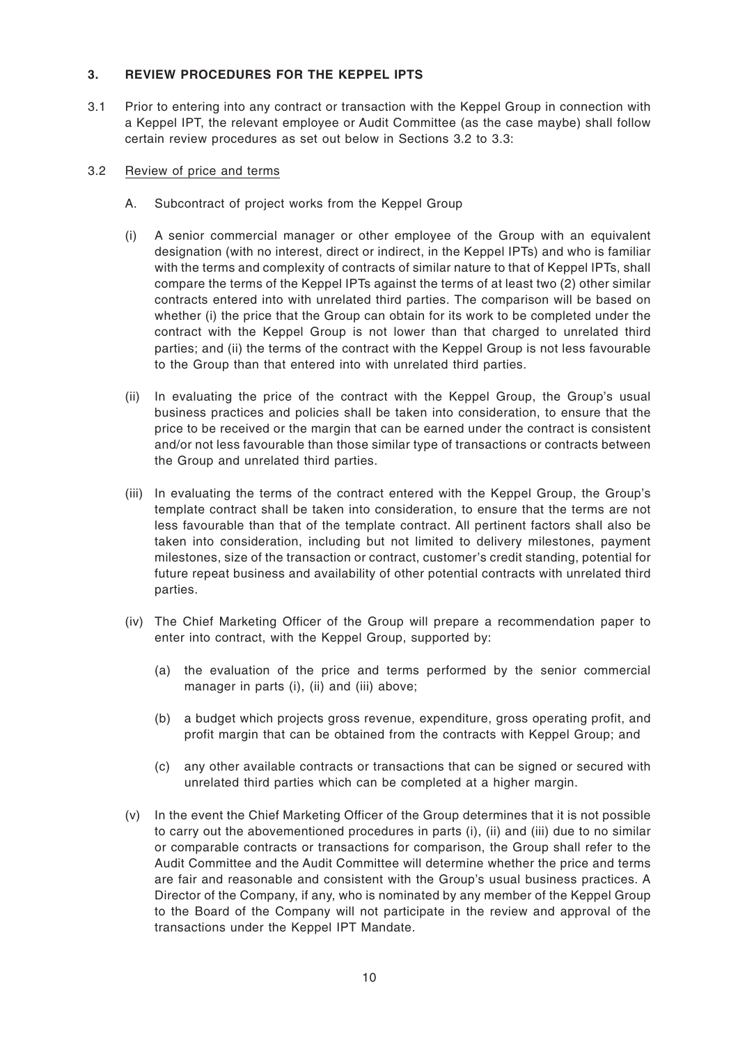## 3. REVIEW PROCEDURES FOR THE KEPPEL IPTS

3.1 Prior to entering into any contract or transaction with the Keppel Group in connection with a Keppel IPT, the relevant employee or Audit Committee (as the case maybe) shall follow certain review procedures as set out below in Sections 3.2 to 3.3:

3.2 Review of price and terms

A. Subcontract of project works from the Keppel Group

(i) A senior commercial manager or other employee of the Group with an equivalent designation (with no interest, direct or indirect, in the Keppel IPTs) and who is familiar with the terms and complexity of contracts of similar nature to that of Keppel IPTs, shall compare the terms of the Keppel IPTs against the terms of at least two (2) other similar contracts entered into with unrelated third parties. The comparison will be based on whether (i) the price that the Group can obtain for its work to be completed under the contract with the Keppel Group is not lower than that charged to unrelated third parties; and (ii) the terms of the contract with the Keppel Group is not less favourable to the Group than that entered into with unrelated third parties.

(ii) In evaluating the price of the contract with the Keppel Group, the Group's usual business practices and policies shall be taken into consideration, to ensure that the price to be received or the margin that can be earned under the contract is consistent and/or not less favourable than those similar type of transactions or contracts between the Group and unrelated third parties.

(iii) In evaluating the terms of the contract entered with the Keppel Group, the Group's template contract shall be taken into consideration, to ensure that the terms are not less favourable than that of the template contract. All pertinent factors shall also be taken into consideration, including but not limited to delivery milestones, payment milestones, size of the transaction or contract, customer's credit standing, potential for future repeat business and availability of other potential contracts with unrelated third parties.

(iv) The Chief Marketing Officer of the Group will prepare a recommendation paper to enter into contract, with the Keppel Group, supported by:

(a) the evaluation of the price and terms performed by the senior commercial manager in parts (i), (ii) and (iii) above;

(b) a budget which projects gross revenue, expenditure, gross operating profit, and profit margin that can be obtained from the contracts with Keppel Group; and

(c) any other available contracts or transactions that can be signed or secured with unrelated third parties which can be completed at a higher margin.

(v) In the event the Chief Marketing Officer of the Group determines that it is not possible to carry out the abovementioned procedures in parts (i), (ii) and (iii) due to no similar or comparable contracts or transactions for comparison, the Group shall refer to the Audit Committee and the Audit Committee will determine whether the price and terms are fair and reasonable and consistent with the Group's usual business practices. A Director of the Company, if any, who is nominated by any member of the Keppel Group to the Board of the Company will not participate in the review and approval of the transactions under the Keppel IPT Mandate.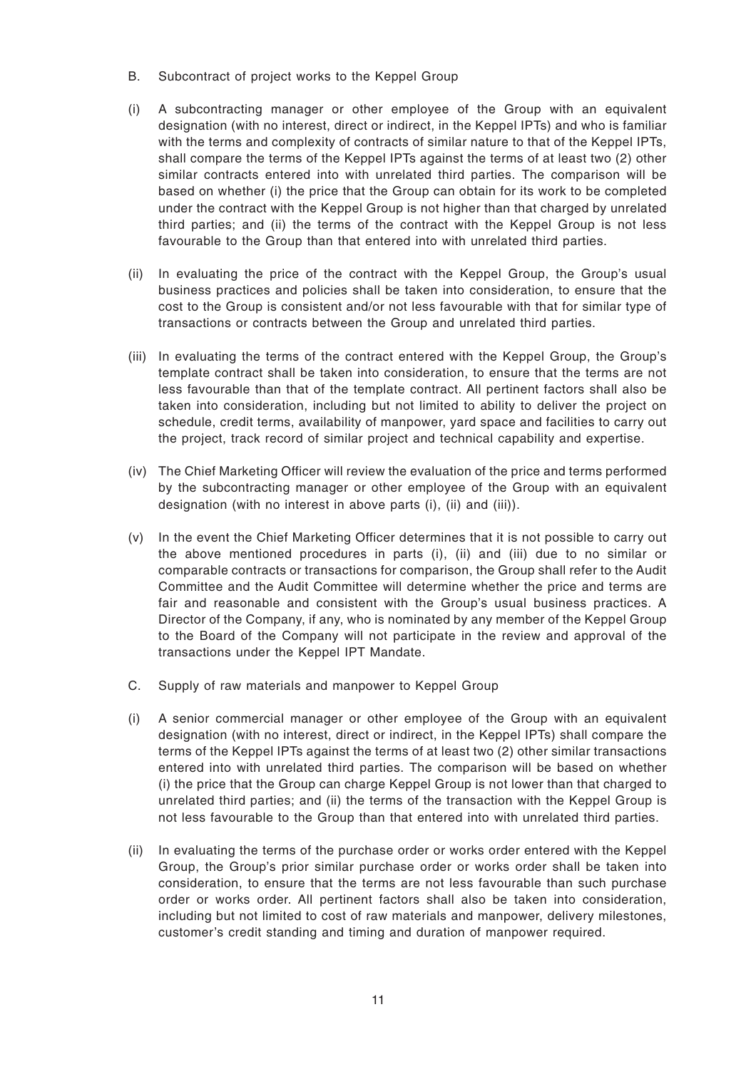B. Subcontract of project works to the Keppel Group

(i) A subcontracting manager or other employee of the Group with an equivalent designation (with no interest, direct or indirect, in the Keppel IPTs) and who is familiar with the terms and complexity of contracts of similar nature to that of the Keppel IPTs, shall compare the terms of the Keppel IPTs against the terms of at least two (2) other similar contracts entered into with unrelated third parties. The comparison will be based on whether (i) the price that the Group can obtain for its work to be completed under the contract with the Keppel Group is not higher than that charged by unrelated third parties; and (ii) the terms of the contract with the Keppel Group is not less favourable to the Group than that entered into with unrelated third parties.

(ii) In evaluating the price of the contract with the Keppel Group, the Group's usual business practices and policies shall be taken into consideration, to ensure that the cost to the Group is consistent and/or not less favourable with that for similar type of transactions or contracts between the Group and unrelated third parties.

(iii) In evaluating the terms of the contract entered with the Keppel Group, the Group's template contract shall be taken into consideration, to ensure that the terms are not less favourable than that of the template contract. All pertinent factors shall also be taken into consideration, including but not limited to ability to deliver the project on schedule, credit terms, availability of manpower, yard space and facilities to carry out the project, track record of similar project and technical capability and expertise.

(iv) The Chief Marketing Officer will review the evaluation of the price and terms performed by the subcontracting manager or other employee of the Group with an equivalent designation (with no interest in above parts (i), (ii) and (iii)).

(v) In the event the Chief Marketing Officer determines that it is not possible to carry out the above mentioned procedures in parts (i), (ii) and (iii) due to no similar or comparable contracts or transactions for comparison, the Group shall refer to the Audit Committee and the Audit Committee will determine whether the price and terms are fair and reasonable and consistent with the Group's usual business practices. A Director of the Company, if any, who is nominated by any member of the Keppel Group to the Board of the Company will not participate in the review and approval of the transactions under the Keppel IPT Mandate.

C. Supply of raw materials and manpower to Keppel Group

(i) A senior commercial manager or other employee of the Group with an equivalent designation (with no interest, direct or indirect, in the Keppel IPTs) shall compare the terms of the Keppel IPTs against the terms of at least two (2) other similar transactions entered into with unrelated third parties. The comparison will be based on whether (i) the price that the Group can charge Keppel Group is not lower than that charged to unrelated third parties; and (ii) the terms of the transaction with the Keppel Group is not less favourable to the Group than that entered into with unrelated third parties.

(ii) In evaluating the terms of the purchase order or works order entered with the Keppel Group, the Group's prior similar purchase order or works order shall be taken into consideration, to ensure that the terms are not less favourable than such purchase order or works order. All pertinent factors shall also be taken into consideration, including but not limited to cost of raw materials and manpower, delivery milestones, customer's credit standing and timing and duration of manpower required.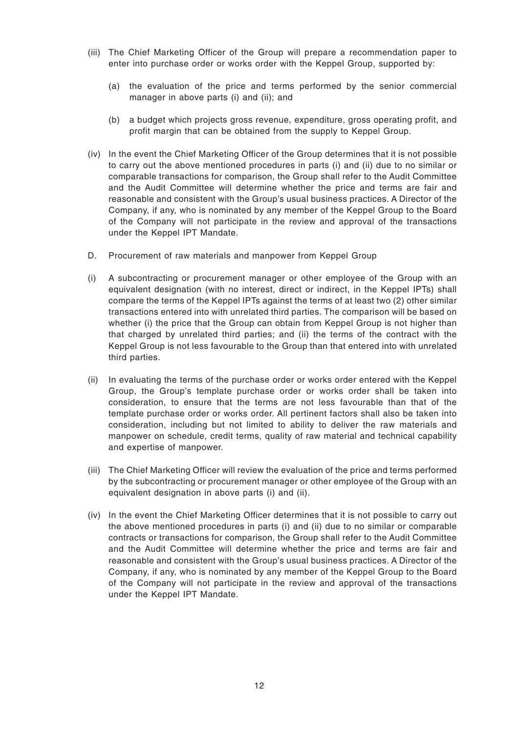(iii) The Chief Marketing Officer of the Group will prepare a recommendation paper to enter into purchase order or works order with the Keppel Group, supported by:

   (a) the evaluation of the price and terms performed by the senior commercial manager in above parts (i) and (ii); and

   (b) a budget which projects gross revenue, expenditure, gross operating profit, and profit margin that can be obtained from the supply to Keppel Group.

(iv) In the event the Chief Marketing Officer of the Group determines that it is not possible to carry out the above mentioned procedures in parts (i) and (ii) due to no similar or comparable transactions for comparison, the Group shall refer to the Audit Committee and the Audit Committee will determine whether the price and terms are fair and reasonable and consistent with the Group's usual business practices. A Director of the Company, if any, who is nominated by any member of the Keppel Group to the Board of the Company will not participate in the review and approval of the transactions under the Keppel IPT Mandate.

D. Procurement of raw materials and manpower from Keppel Group

(i) A subcontracting or procurement manager or other employee of the Group with an equivalent designation (with no interest, direct or indirect, in the Keppel IPTs) shall compare the terms of the Keppel IPTs against the terms of at least two (2) other similar transactions entered into with unrelated third parties. The comparison will be based on whether (i) the price that the Group can obtain from Keppel Group is not higher than that charged by unrelated third parties; and (ii) the terms of the contract with the Keppel Group is not less favourable to the Group than that entered into with unrelated third parties.

(ii) In evaluating the terms of the purchase order or works order entered with the Keppel Group, the Group's template purchase order or works order shall be taken into consideration, to ensure that the terms are not less favourable than that of the template purchase order or works order. All pertinent factors shall also be taken into consideration, including but not limited to ability to deliver the raw materials and manpower on schedule, credit terms, quality of raw material and technical capability and expertise of manpower.

(iii) The Chief Marketing Officer will review the evaluation of the price and terms performed by the subcontracting or procurement manager or other employee of the Group with an equivalent designation in above parts (i) and (ii).

(iv) In the event the Chief Marketing Officer determines that it is not possible to carry out the above mentioned procedures in parts (i) and (ii) due to no similar or comparable contracts or transactions for comparison, the Group shall refer to the Audit Committee and the Audit Committee will determine whether the price and terms are fair and reasonable and consistent with the Group's usual business practices. A Director of the Company, if any, who is nominated by any member of the Keppel Group to the Board of the Company will not participate in the review and approval of the transactions under the Keppel IPT Mandate.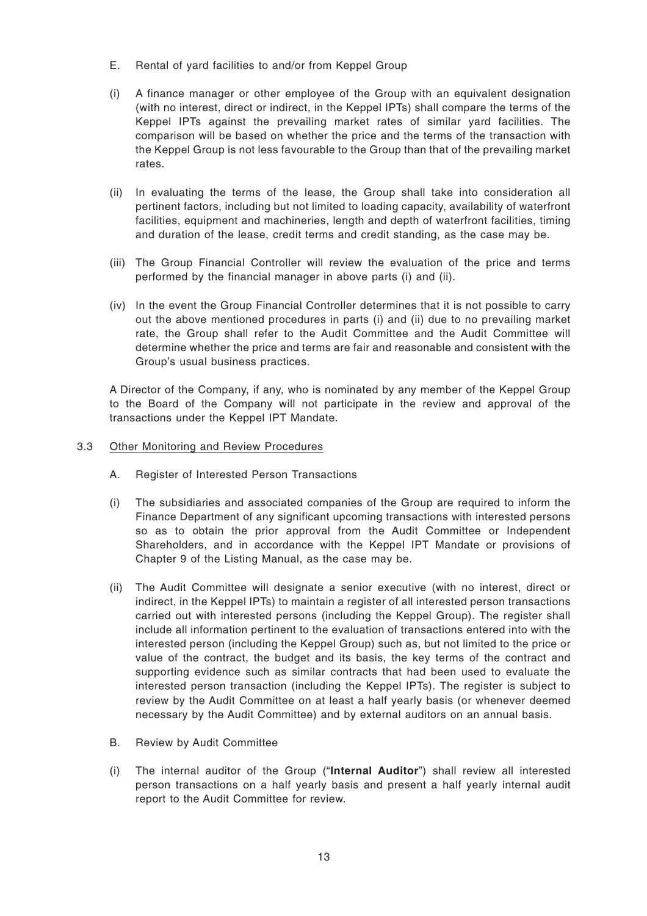E. Rental of yard facilities to and/or from Keppel Group

(i) A finance manager or other employee of the Group with an equivalent designation (with no interest, direct or indirect, in the Keppel IPTs) shall compare the terms of the Keppel IPTs against the prevailing market rates of similar yard facilities. The comparison will be based on whether the price and the terms of the transaction with the Keppel Group is not less favourable to the Group than that of the prevailing market rates.

(ii) In evaluating the terms of the lease, the Group shall take into consideration all pertinent factors, including but not limited to loading capacity, availability of waterfront facilities, equipment and machineries, length and depth of waterfront facilities, timing and duration of the lease, credit terms and credit standing, as the case may be.

(iii) The Group Financial Controller will review the evaluation of the price and terms performed by the financial manager in above parts (i) and (ii).

(iv) In the event the Group Financial Controller determines that it is not possible to carry out the above mentioned procedures in parts (i) and (ii) due to no prevailing market rate, the Group shall refer to the Audit Committee and the Audit Committee will determine whether the price and terms are fair and reasonable and consistent with the Group's usual business practices.

A Director of the Company, if any, who is nominated by any member of the Keppel Group to the Board of the Company will not participate in the review and approval of the transactions under the Keppel IPT Mandate.

3.3 Other Monitoring and Review Procedures

A. Register of Interested Person Transactions

(i) The subsidiaries and associated companies of the Group are required to inform the Finance Department of any significant upcoming transactions with interested persons so as to obtain the prior approval from the Audit Committee or Independent Shareholders, and in accordance with the Keppel IPT Mandate or provisions of Chapter 9 of the Listing Manual, as the case may be.

(ii) The Audit Committee will designate a senior executive (with no interest, direct or indirect, in the Keppel IPTs) to maintain a register of all interested person transactions carried out with interested persons (including the Keppel Group). The register shall include all information pertinent to the evaluation of transactions entered into with the interested person (including the Keppel Group) such as, but not limited to the price or value of the contract, the budget and its basis, the key terms of the contract and supporting evidence such as similar contracts that had been used to evaluate the interested person transaction (including the Keppel IPTs). The register is subject to review by the Audit Committee on at least a half yearly basis (or whenever deemed necessary by the Audit Committee) and by external auditors on an annual basis.

B. Review by Audit Committee

(i) The internal auditor of the Group ("**Internal Auditor**") shall review all interested person transactions on a half yearly basis and present a half yearly internal audit report to the Audit Committee for review.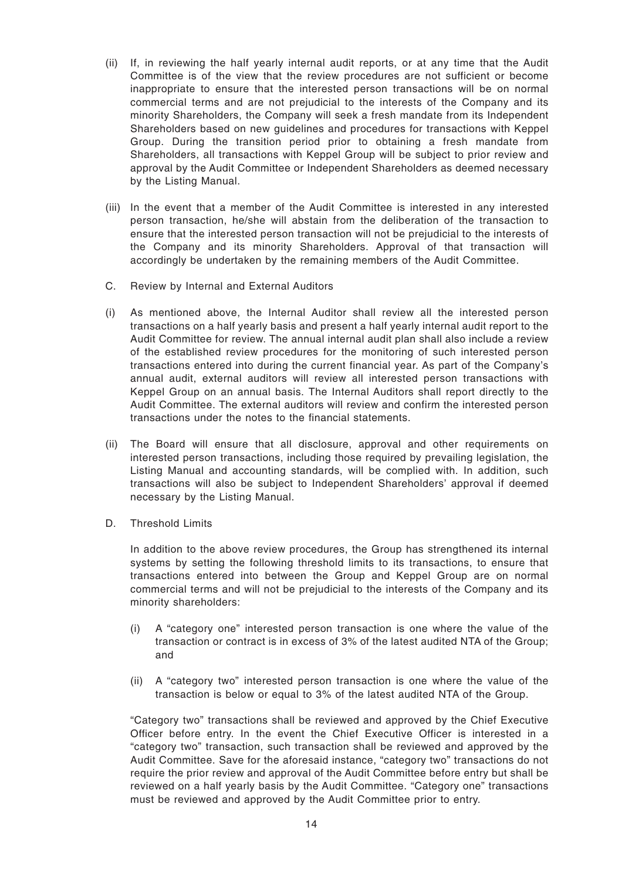(ii) If, in reviewing the half yearly internal audit reports, or at any time that the Audit Committee is of the view that the review procedures are not sufficient or become inappropriate to ensure that the interested person transactions will be on normal commercial terms and are not prejudicial to the interests of the Company and its minority Shareholders, the Company will seek a fresh mandate from its Independent Shareholders based on new guidelines and procedures for transactions with Keppel Group. During the transition period prior to obtaining a fresh mandate from Shareholders, all transactions with Keppel Group will be subject to prior review and approval by the Audit Committee or Independent Shareholders as deemed necessary by the Listing Manual.

(iii) In the event that a member of the Audit Committee is interested in any interested person transaction, he/she will abstain from the deliberation of the transaction to ensure that the interested person transaction will not be prejudicial to the interests of the Company and its minority Shareholders. Approval of that transaction will accordingly be undertaken by the remaining members of the Audit Committee.

C. Review by Internal and External Auditors

(i) As mentioned above, the Internal Auditor shall review all the interested person transactions on a half yearly basis and present a half yearly internal audit report to the Audit Committee for review. The annual internal audit plan shall also include a review of the established review procedures for the monitoring of such interested person transactions entered into during the current financial year. As part of the Company's annual audit, external auditors will review all interested person transactions with Keppel Group on an annual basis. The Internal Auditors shall report directly to the Audit Committee. The external auditors will review and confirm the interested person transactions under the notes to the financial statements.

(ii) The Board will ensure that all disclosure, approval and other requirements on interested person transactions, including those required by prevailing legislation, the Listing Manual and accounting standards, will be complied with. In addition, such transactions will also be subject to Independent Shareholders' approval if deemed necessary by the Listing Manual.

D. Threshold Limits

In addition to the above review procedures, the Group has strengthened its internal systems by setting the following threshold limits to its transactions, to ensure that transactions entered into between the Group and Keppel Group are on normal commercial terms and will not be prejudicial to the interests of the Company and its minority shareholders:

(i) A "category one" interested person transaction is one where the value of the transaction or contract is in excess of 3% of the latest audited NTA of the Group; and

(ii) A "category two" interested person transaction is one where the value of the transaction is below or equal to 3% of the latest audited NTA of the Group.

"Category two" transactions shall be reviewed and approved by the Chief Executive Officer before entry. In the event the Chief Executive Officer is interested in a "category two" transaction, such transaction shall be reviewed and approved by the Audit Committee. Save for the aforesaid instance, "category two" transactions do not require the prior review and approval of the Audit Committee before entry but shall be reviewed on a half yearly basis by the Audit Committee. "Category one" transactions must be reviewed and approved by the Audit Committee prior to entry.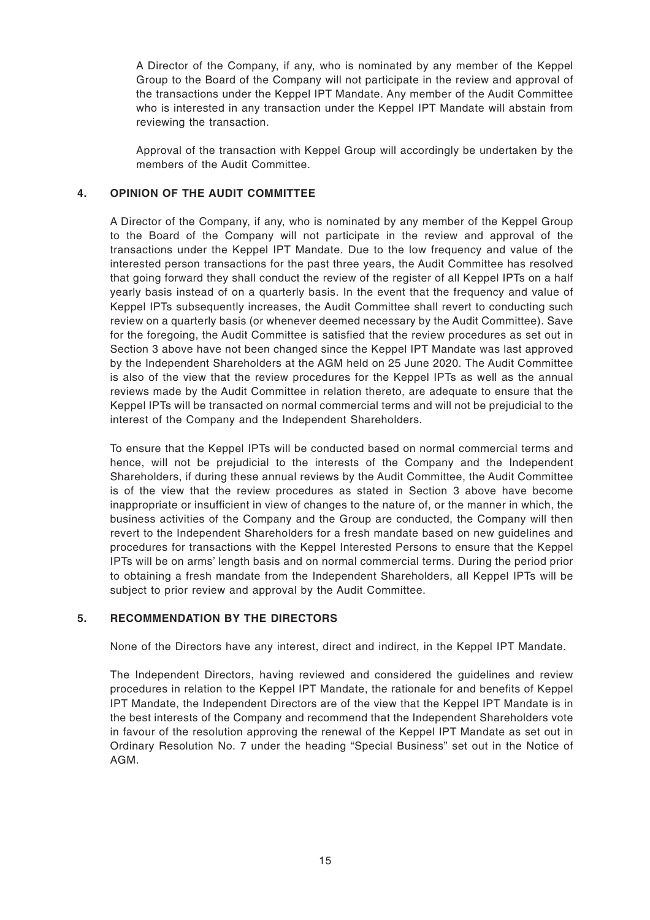A Director of the Company, if any, who is nominated by any member of the Keppel Group to the Board of the Company will not participate in the review and approval of the transactions under the Keppel IPT Mandate. Any member of the Audit Committee who is interested in any transaction under the Keppel IPT Mandate will abstain from reviewing the transaction.

Approval of the transaction with Keppel Group will accordingly be undertaken by the members of the Audit Committee.

## 4. OPINION OF THE AUDIT COMMITTEE

A Director of the Company, if any, who is nominated by any member of the Keppel Group to the Board of the Company will not participate in the review and approval of the transactions under the Keppel IPT Mandate. Due to the low frequency and value of the interested person transactions for the past three years, the Audit Committee has resolved that going forward they shall conduct the review of the register of all Keppel IPTs on a half yearly basis instead of on a quarterly basis. In the event that the frequency and value of Keppel IPTs subsequently increases, the Audit Committee shall revert to conducting such review on a quarterly basis (or whenever deemed necessary by the Audit Committee). Save for the foregoing, the Audit Committee is satisfied that the review procedures as set out in Section 3 above have not been changed since the Keppel IPT Mandate was last approved by the Independent Shareholders at the AGM held on 25 June 2020. The Audit Committee is also of the view that the review procedures for the Keppel IPTs as well as the annual reviews made by the Audit Committee in relation thereto, are adequate to ensure that the Keppel IPTs will be transacted on normal commercial terms and will not be prejudicial to the interest of the Company and the Independent Shareholders.

To ensure that the Keppel IPTs will be conducted based on normal commercial terms and hence, will not be prejudicial to the interests of the Company and the Independent Shareholders, if during these annual reviews by the Audit Committee, the Audit Committee is of the view that the review procedures as stated in Section 3 above have become inappropriate or insufficient in view of changes to the nature of, or the manner in which, the business activities of the Company and the Group are conducted, the Company will then revert to the Independent Shareholders for a fresh mandate based on new guidelines and procedures for transactions with the Keppel Interested Persons to ensure that the Keppel IPTs will be on arms' length basis and on normal commercial terms. During the period prior to obtaining a fresh mandate from the Independent Shareholders, all Keppel IPTs will be subject to prior review and approval by the Audit Committee.

## 5. RECOMMENDATION BY THE DIRECTORS

None of the Directors have any interest, direct and indirect, in the Keppel IPT Mandate.

The Independent Directors, having reviewed and considered the guidelines and review procedures in relation to the Keppel IPT Mandate, the rationale for and benefits of Keppel IPT Mandate, the Independent Directors are of the view that the Keppel IPT Mandate is in the best interests of the Company and recommend that the Independent Shareholders vote in favour of the resolution approving the renewal of the Keppel IPT Mandate as set out in Ordinary Resolution No. 7 under the heading "Special Business" set out in the Notice of AGM.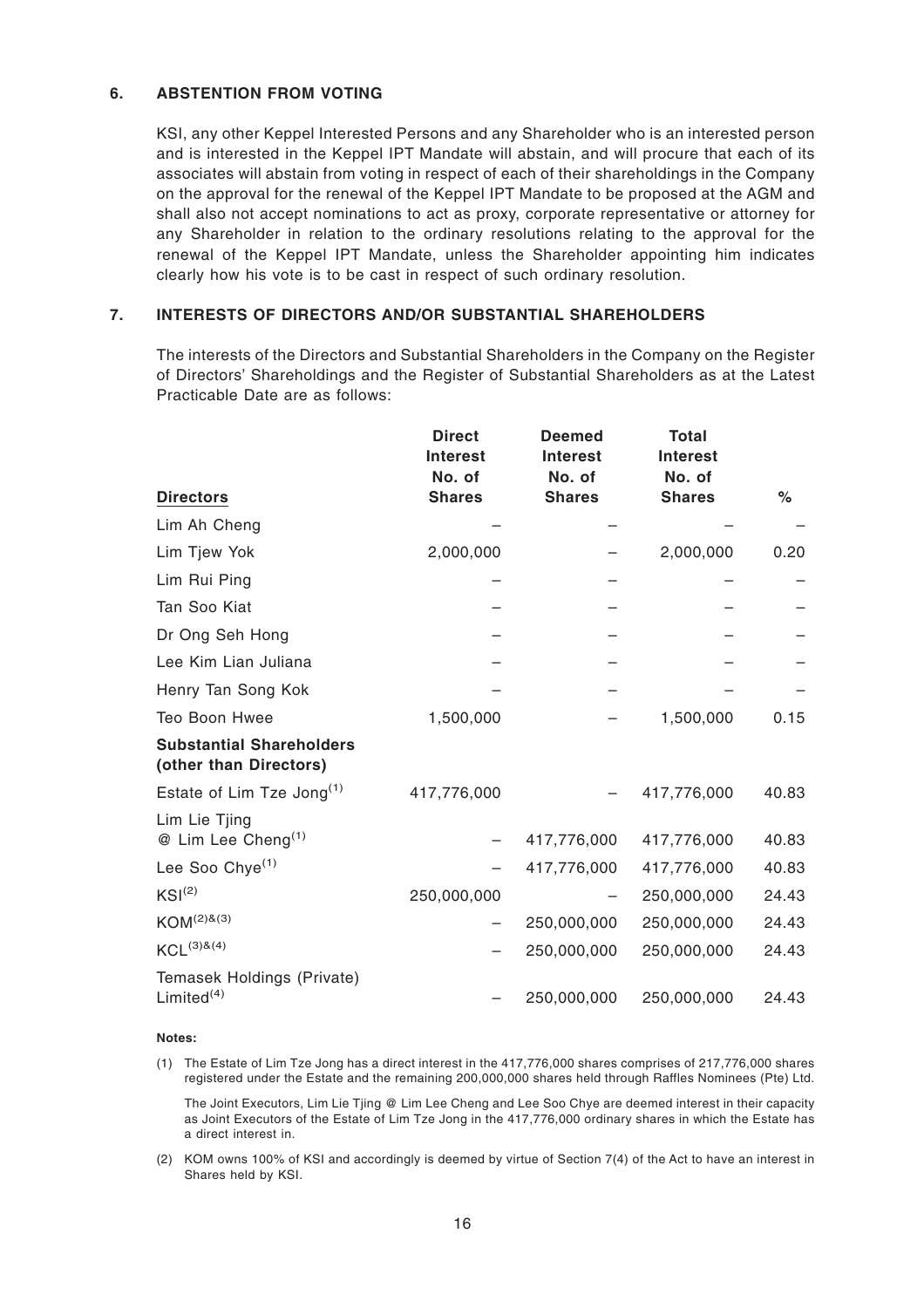## 6. ABSTENTION FROM VOTING

KSI, any other Keppel Interested Persons and any Shareholder who is an interested person and is interested in the Keppel IPT Mandate will abstain, and will procure that each of its associates will abstain from voting in respect of each of their shareholdings in the Company on the approval for the renewal of the Keppel IPT Mandate to be proposed at the AGM and shall also not accept nominations to act as proxy, corporate representative or attorney for any Shareholder in relation to the ordinary resolutions relating to the approval for the renewal of the Keppel IPT Mandate, unless the Shareholder appointing him indicates clearly how his vote is to be cast in respect of such ordinary resolution.

## 7. INTERESTS OF DIRECTORS AND/OR SUBSTANTIAL SHAREHOLDERS

The interests of the Directors and Substantial Shareholders in the Company on the Register of Directors' Shareholdings and the Register of Substantial Shareholders as at the Latest Practicable Date are as follows:

| **Directors** | **Direct Interest No. of Shares** | **Deemed Interest No. of Shares** | **Total Interest No. of Shares** | **%** |
|---|---|---|---|---|
| Lim Ah Cheng | – | – | – | – |
| Lim Tjew Yok | 2,000,000 | – | 2,000,000 | 0.20 |
| Lim Rui Ping | – | – | – | – |
| Tan Soo Kiat | – | – | – | – |
| Dr Ong Seh Hong | – | – | – | – |
| Lee Kim Lian Juliana | – | – | – | – |
| Henry Tan Song Kok | – | – | – | – |
| Teo Boon Hwee | 1,500,000 | – | 1,500,000 | 0.15 |
| **Substantial Shareholders (other than Directors)** | | | | |
| Estate of Lim Tze Jong[(1)] | 417,776,000 | – | 417,776,000 | 40.83 |
| Lim Lie Tjing @ Lim Lee Cheng[(1)] | – | 417,776,000 | 417,776,000 | 40.83 |
| Lee Soo Chye[(1)] | – | 417,776,000 | 417,776,000 | 40.83 |
| KSI[(2)] | 250,000,000 | – | 250,000,000 | 24.43 |
| KOM[(2)&(3)] | – | 250,000,000 | 250,000,000 | 24.43 |
| KCL[(3)&(4)] | – | 250,000,000 | 250,000,000 | 24.43 |
| Temasek Holdings (Private) Limited[(4)] | – | 250,000,000 | 250,000,000 | 24.43 |

**Notes:**

(1) The Estate of Lim Tze Jong has a direct interest in the 417,776,000 shares comprises of 217,776,000 shares registered under the Estate and the remaining 200,000,000 shares held through Raffles Nominees (Pte) Ltd.

The Joint Executors, Lim Lie Tjing @ Lim Lee Cheng and Lee Soo Chye are deemed interest in their capacity as Joint Executors of the Estate of Lim Tze Jong in the 417,776,000 ordinary shares in which the Estate has a direct interest in.

(2) KOM owns 100% of KSI and accordingly is deemed by virtue of Section 7(4) of the Act to have an interest in Shares held by KSI.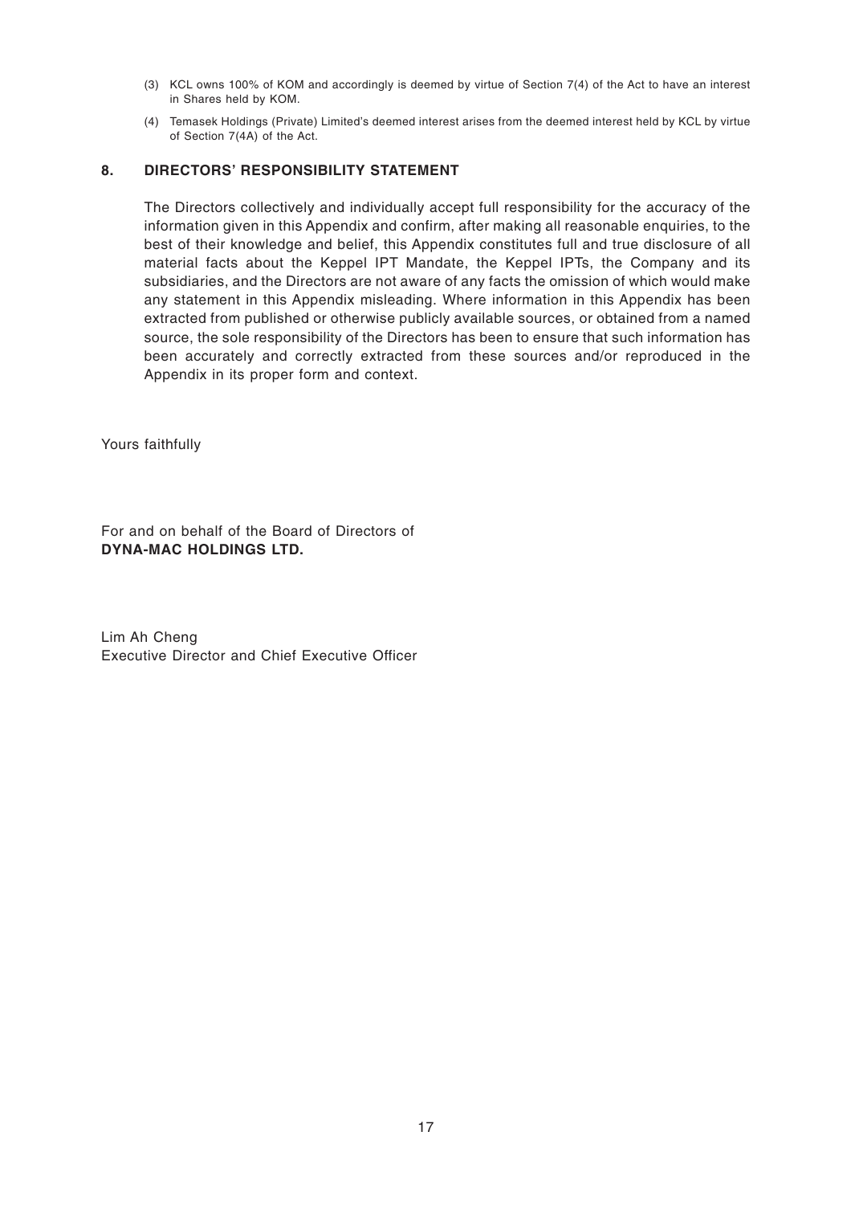(3) KCL owns 100% of KOM and accordingly is deemed by virtue of Section 7(4) of the Act to have an interest in Shares held by KOM.

(4) Temasek Holdings (Private) Limited's deemed interest arises from the deemed interest held by KCL by virtue of Section 7(4A) of the Act.

## 8. DIRECTORS' RESPONSIBILITY STATEMENT

The Directors collectively and individually accept full responsibility for the accuracy of the information given in this Appendix and confirm, after making all reasonable enquiries, to the best of their knowledge and belief, this Appendix constitutes full and true disclosure of all material facts about the Keppel IPT Mandate, the Keppel IPTs, the Company and its subsidiaries, and the Directors are not aware of any facts the omission of which would make any statement in this Appendix misleading. Where information in this Appendix has been extracted from published or otherwise publicly available sources, or obtained from a named source, the sole responsibility of the Directors has been to ensure that such information has been accurately and correctly extracted from these sources and/or reproduced in the Appendix in its proper form and context.

Yours faithfully

For and on behalf of the Board of Directors of
**DYNA-MAC HOLDINGS LTD.**

Lim Ah Cheng
Executive Director and Chief Executive Officer